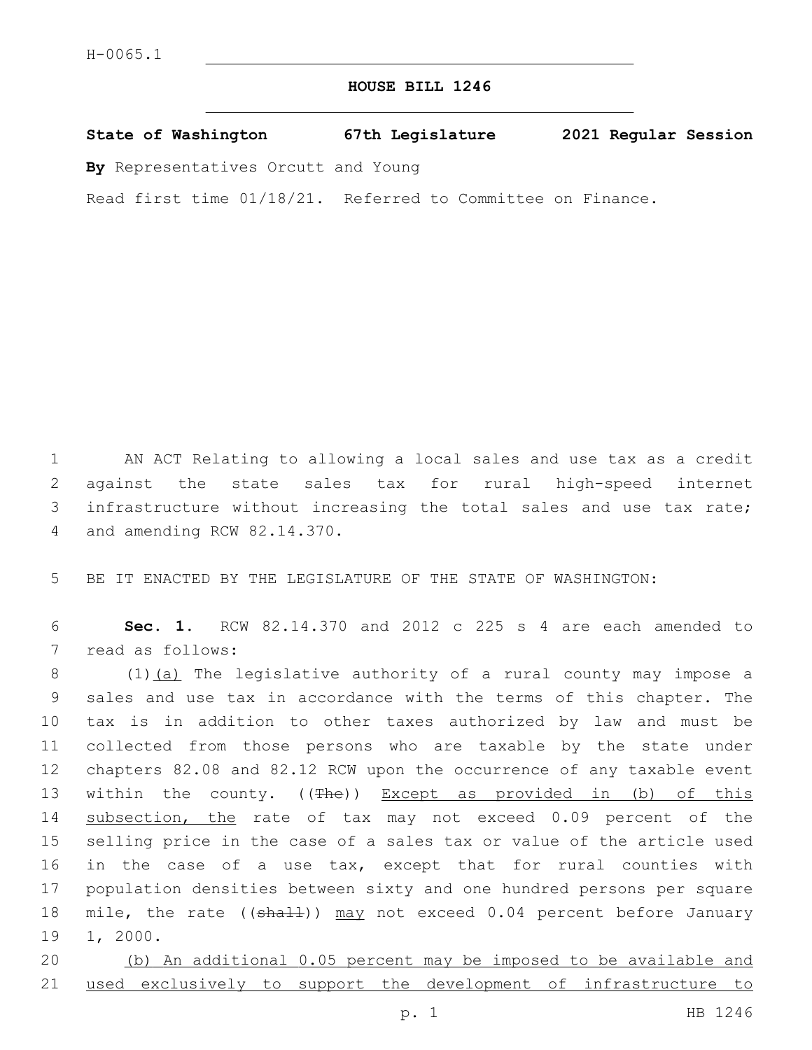H-0065.1

# HOUSE BILL 1246

**State of Washington 67th Legislature 2021 Regular Session**

**By** Representatives Orcutt and Young

Read first time 01/18/21. Referred to Committee on Finance.

AN ACT Relating to allowing a local sales and use tax as a credit against the state sales tax for rural high-speed internet infrastructure without increasing the total sales and use tax rate; and amending RCW 82.14.370.

BE IT ENACTED BY THE LEGISLATURE OF THE STATE OF WASHINGTON:

**Sec. 1.** RCW 82.14.370 and 2012 c 225 s 4 are each amended to read as follows:

(1)<u>(a)</u> The legislative authority of a rural county may impose a sales and use tax in accordance with the terms of this chapter. The tax is in addition to other taxes authorized by law and must be collected from those persons who are taxable by the state under chapters 82.08 and 82.12 RCW upon the occurrence of any taxable event within the county. ((~~The~~)) <u>Except as provided in (b) of this subsection, the</u> rate of tax may not exceed 0.09 percent of the selling price in the case of a sales tax or value of the article used in the case of a use tax, except that for rural counties with population densities between sixty and one hundred persons per square mile, the rate ((~~shall~~)) <u>may</u> not exceed 0.04 percent before January 1, 2000.

<u>(b) An additional 0.05 percent may be imposed to be available and used exclusively to support the development of infrastructure to</u>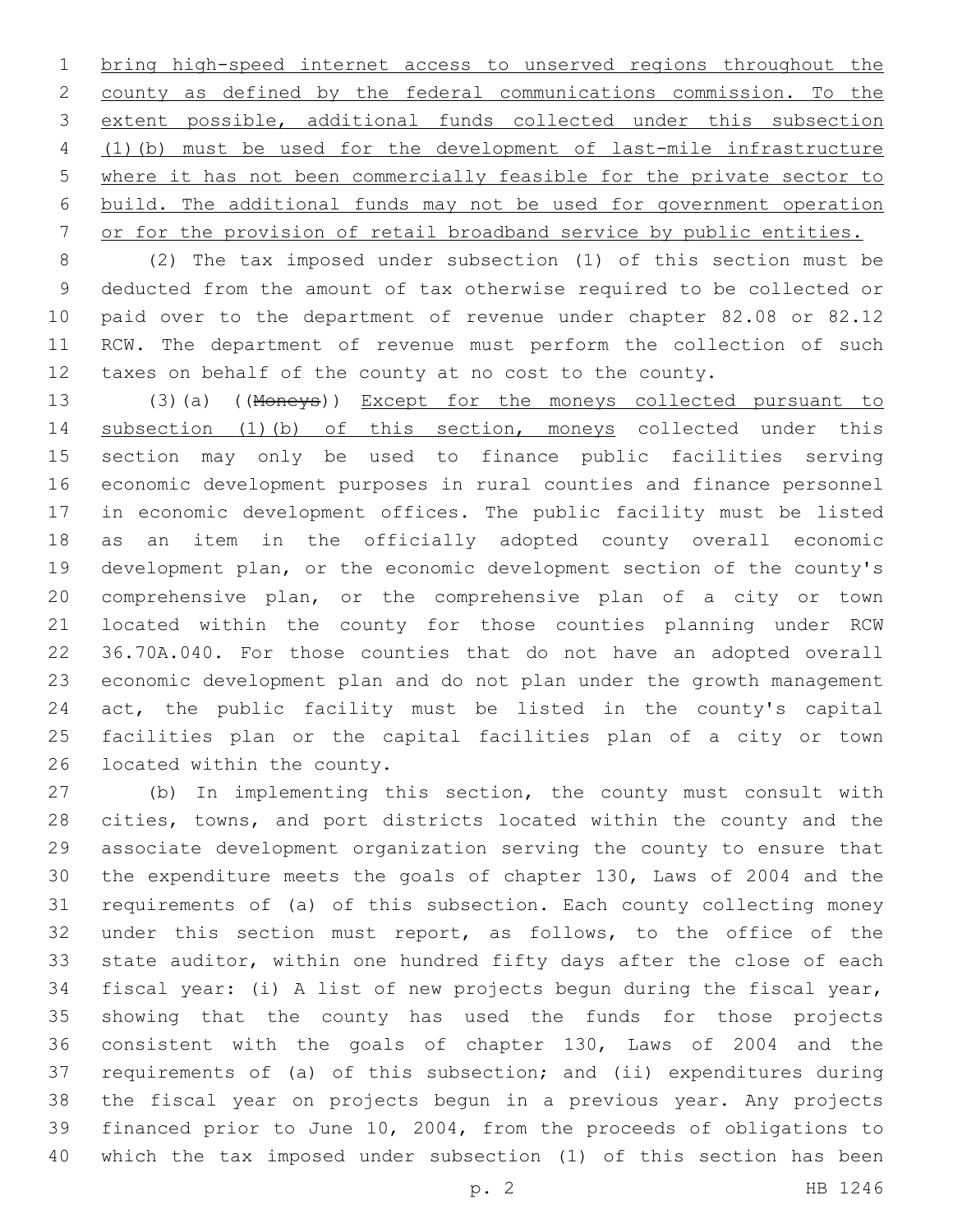bring high-speed internet access to unserved regions throughout the county as defined by the federal communications commission. To the extent possible, additional funds collected under this subsection (1)(b) must be used for the development of last-mile infrastructure where it has not been commercially feasible for the private sector to build. The additional funds may not be used for government operation or for the provision of retail broadband service by public entities.

(2) The tax imposed under subsection (1) of this section must be deducted from the amount of tax otherwise required to be collected or paid over to the department of revenue under chapter 82.08 or 82.12 RCW. The department of revenue must perform the collection of such taxes on behalf of the county at no cost to the county.

(3)(a) ((~~Moneys~~)) Except for the moneys collected pursuant to subsection (1)(b) of this section, moneys collected under this section may only be used to finance public facilities serving economic development purposes in rural counties and finance personnel in economic development offices. The public facility must be listed as an item in the officially adopted county overall economic development plan, or the economic development section of the county's comprehensive plan, or the comprehensive plan of a city or town located within the county for those counties planning under RCW 36.70A.040. For those counties that do not have an adopted overall economic development plan and do not plan under the growth management act, the public facility must be listed in the county's capital facilities plan or the capital facilities plan of a city or town located within the county.

(b) In implementing this section, the county must consult with cities, towns, and port districts located within the county and the associate development organization serving the county to ensure that the expenditure meets the goals of chapter 130, Laws of 2004 and the requirements of (a) of this subsection. Each county collecting money under this section must report, as follows, to the office of the state auditor, within one hundred fifty days after the close of each fiscal year: (i) A list of new projects begun during the fiscal year, showing that the county has used the funds for those projects consistent with the goals of chapter 130, Laws of 2004 and the requirements of (a) of this subsection; and (ii) expenditures during the fiscal year on projects begun in a previous year. Any projects financed prior to June 10, 2004, from the proceeds of obligations to which the tax imposed under subsection (1) of this section has been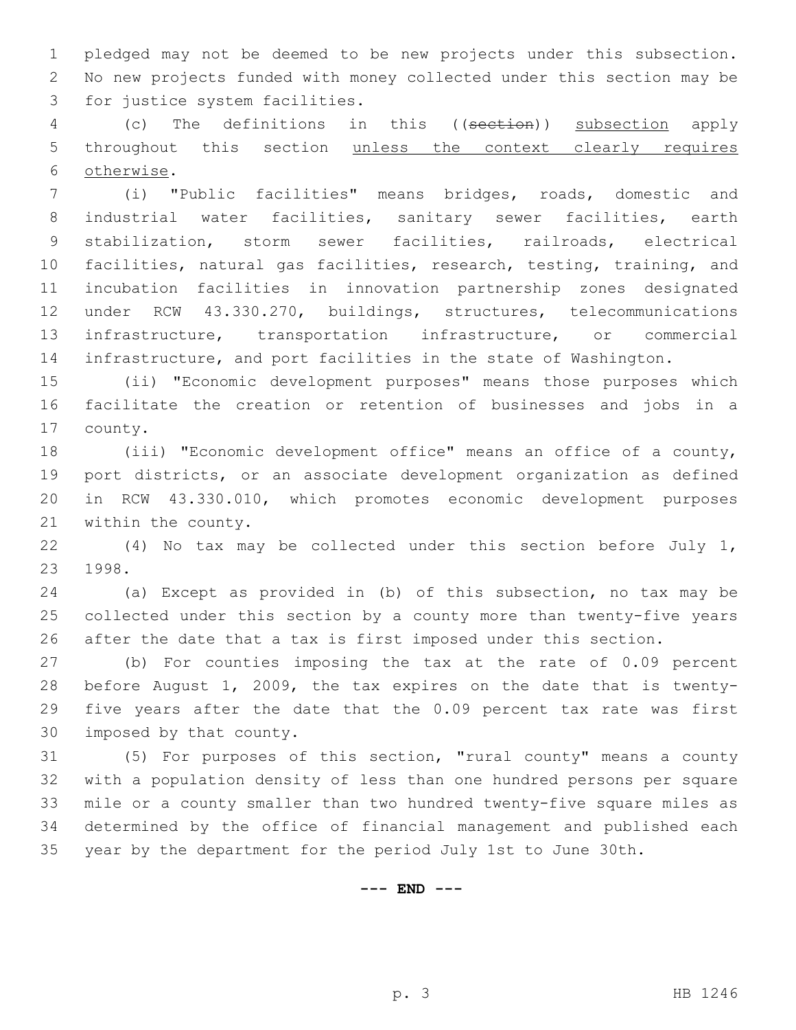pledged may not be deemed to be new projects under this subsection. No new projects funded with money collected under this section may be for justice system facilities.

(c) The definitions in this ((~~section~~)) <u>subsection</u> apply throughout this section <u>unless the context clearly requires otherwise</u>.

(i) "Public facilities" means bridges, roads, domestic and industrial water facilities, sanitary sewer facilities, earth stabilization, storm sewer facilities, railroads, electrical facilities, natural gas facilities, research, testing, training, and incubation facilities in innovation partnership zones designated under RCW 43.330.270, buildings, structures, telecommunications infrastructure, transportation infrastructure, or commercial infrastructure, and port facilities in the state of Washington.

(ii) "Economic development purposes" means those purposes which facilitate the creation or retention of businesses and jobs in a county.

(iii) "Economic development office" means an office of a county, port districts, or an associate development organization as defined in RCW 43.330.010, which promotes economic development purposes within the county.

(4) No tax may be collected under this section before July 1, 1998.

(a) Except as provided in (b) of this subsection, no tax may be collected under this section by a county more than twenty-five years after the date that a tax is first imposed under this section.

(b) For counties imposing the tax at the rate of 0.09 percent before August 1, 2009, the tax expires on the date that is twenty-five years after the date that the 0.09 percent tax rate was first imposed by that county.

(5) For purposes of this section, "rural county" means a county with a population density of less than one hundred persons per square mile or a county smaller than two hundred twenty-five square miles as determined by the office of financial management and published each year by the department for the period July 1st to June 30th.

**--- END ---**